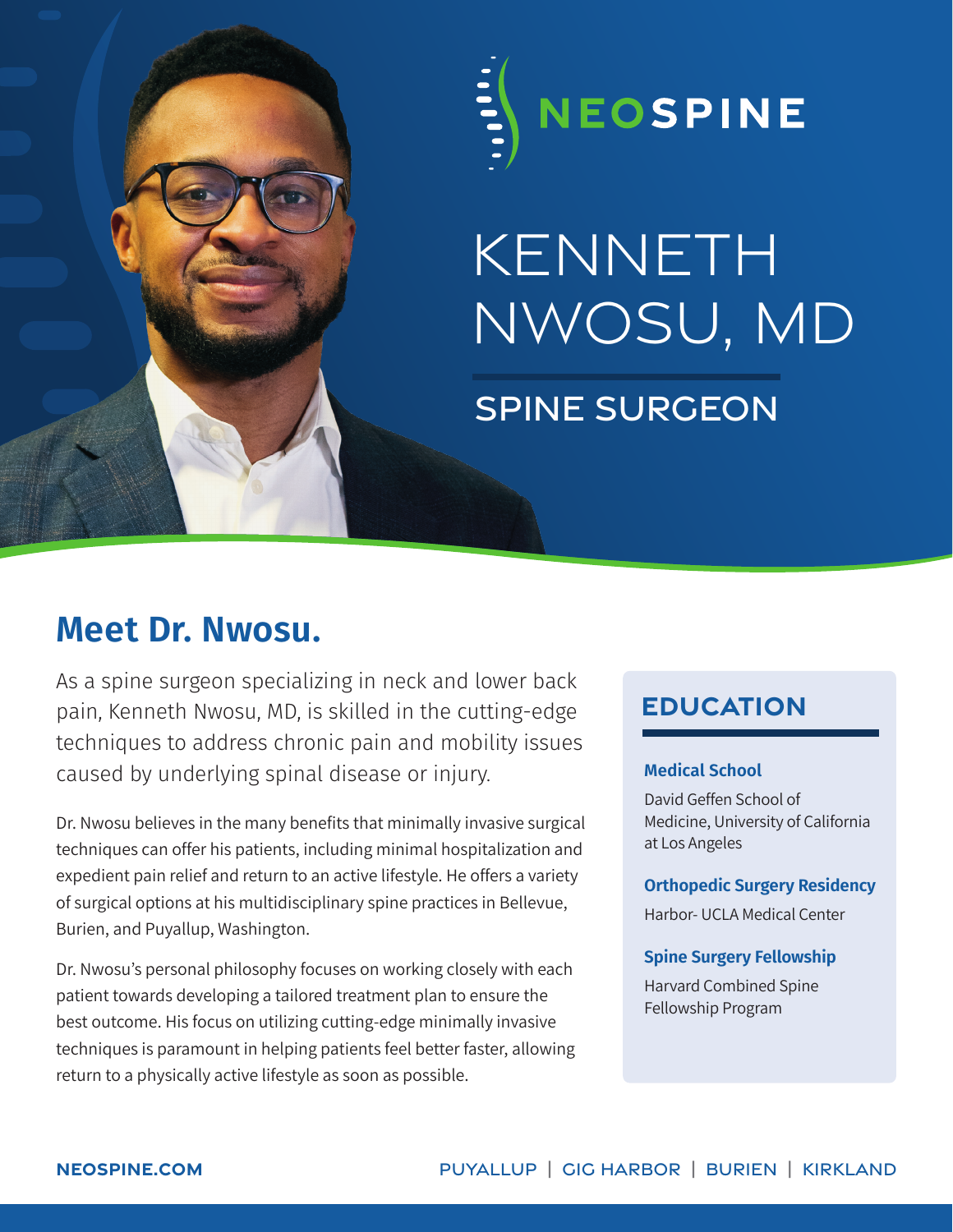NEOSPINE

# KENNETH NWOSU, MD

## SPINE SURGEON

## Meet Dr. Nwosu.

As a spine surgeon specializing in neck and lower back pain, Kenneth Nwosu, MD, is skilled in the cutting-edge techniques to address chronic pain and mobility issues caused by underlying spinal disease or injury.

Dr. Nwosu believes in the many benefits that minimally invasive surgical techniques can offer his patients, including minimal hospitalization and expedient pain relief and return to an active lifestyle. He offers a variety of surgical options at his multidisciplinary spine practices in Bellevue, Burien, and Puyallup, Washington.

Dr. Nwosu's personal philosophy focuses on working closely with each patient towards developing a tailored treatment plan to ensure the best outcome. His focus on utilizing cutting-edge minimally invasive techniques is paramount in helping patients feel better faster, allowing return to a physically active lifestyle as soon as possible.

## EDUCATION

**Medical School**

David Geffen School of Medicine, University of California at Los Angeles

**Orthopedic Surgery Residency**

Harbor- UCLA Medical Center

**Spine Surgery Fellowship**

Harvard Combined Spine Fellowship Program

NEOSPINE.COM

PUYALLUP | GIG HARBOR | BURIEN | KIRKLAND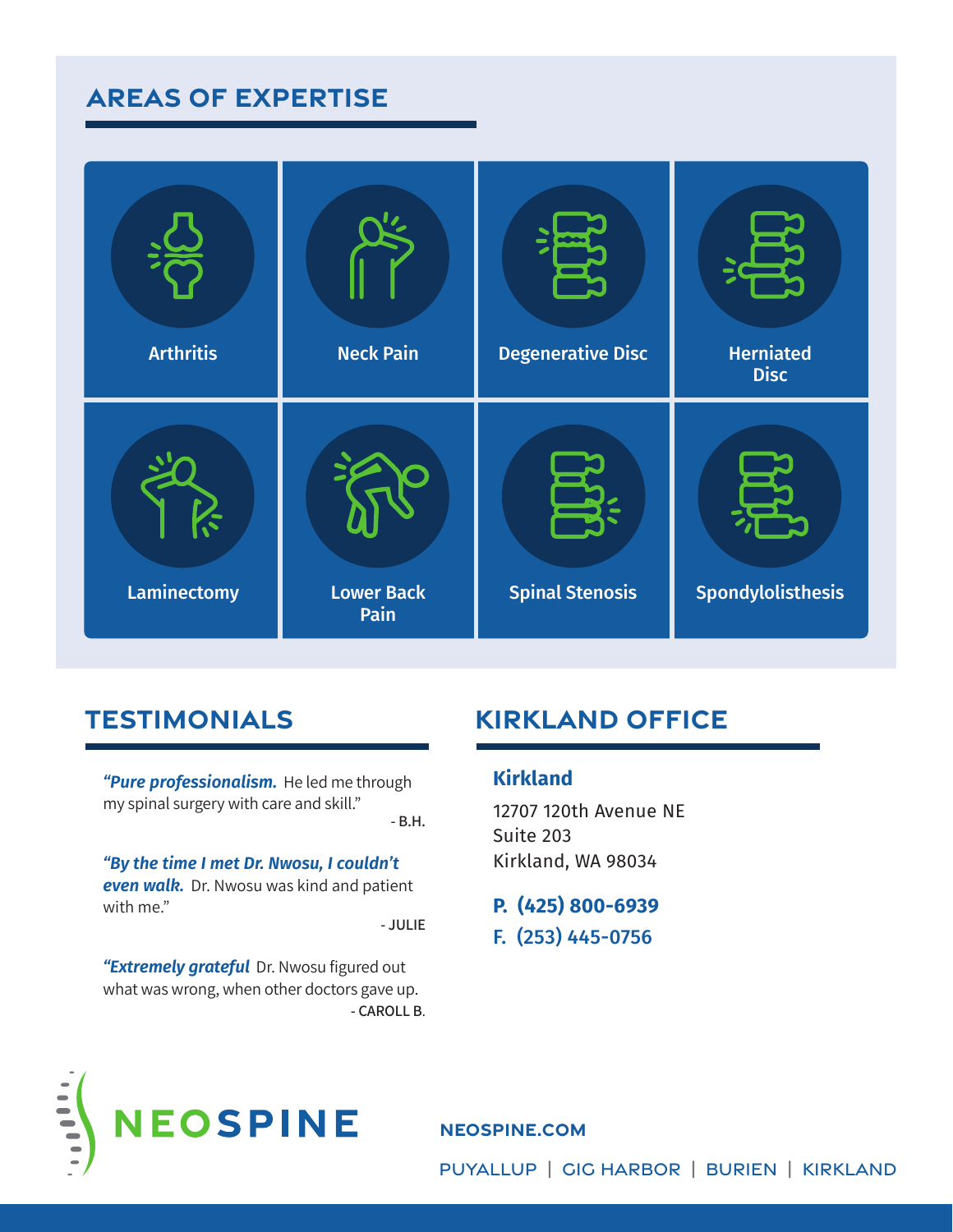## AREAS OF EXPERTISE

- Arthritis
- Neck Pain
- Degenerative Disc
- Herniated Disc
- Laminectomy
- Lower Back Pain
- Spinal Stenosis
- Spondylolisthesis

## TESTIMONIALS

***"Pure professionalism.*** He led me through my spinal surgery with care and skill."

- B.H.

***"By the time I met Dr. Nwosu, I couldn't even walk.*** Dr. Nwosu was kind and patient with me."

- JULIE

***"Extremely grateful*** Dr. Nwosu figured out what was wrong, when other doctors gave up.

- CAROLL B.

## KIRKLAND OFFICE

### Kirkland

12707 120th Avenue NE
Suite 203
Kirkland, WA 98034

**P. (425) 800-6939**
**F. (253) 445-0756**

NEOSPINE

NEOSPINE.COM

PUYALLUP | GIG HARBOR | BURIEN | KIRKLAND